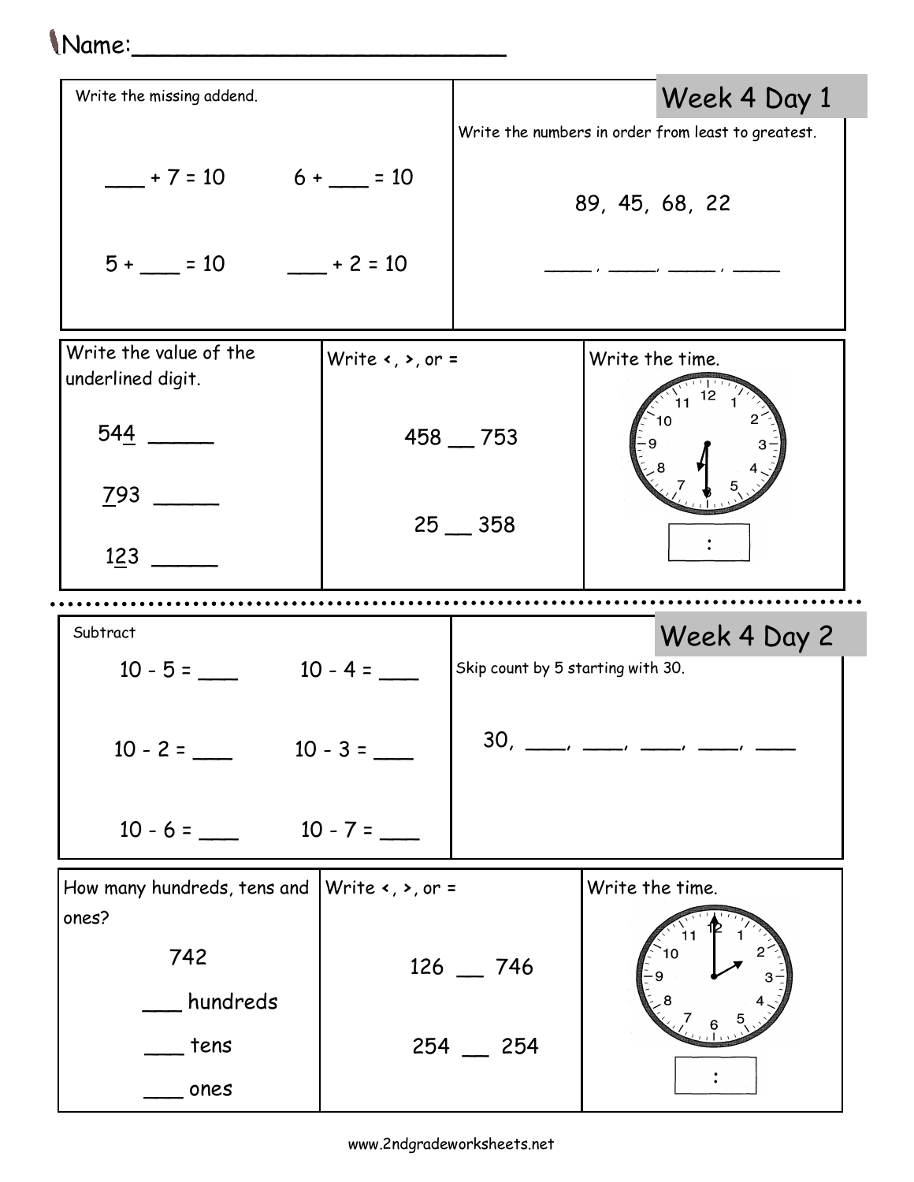Name:___________________________

## Week 4 Day 1

**Write the missing addend.**

___ + 7 = 10    6 + ___ = 10

5 + ___ = 10    ___ + 2 = 10

**Write the numbers in order from least to greatest.**

89, 45, 68, 22

_____, _____, _____, _____

**Write the value of the underlined digit.**

54<u>4</u> ______

<u>7</u>93 ______

1<u>2</u>3 ______

**Write <, >, or =**

458 __ 753

25 __ 358

**Write the time.**

[ : ]

---

## Week 4 Day 2

**Subtract**

10 - 5 = ___    10 - 4 = ___

10 - 2 = ___    10 - 3 = ___

10 - 6 = ___    10 - 7 = ___

**Skip count by 5 starting with 30.**

30, ____, ____, ____, ____, ____

**How many hundreds, tens and ones?**

742

___ hundreds

___ tens

___ ones

**Write <, >, or =**

126 __ 746

254 __ 254

**Write the time.**

[ : ]

www.2ndgradeworksheets.net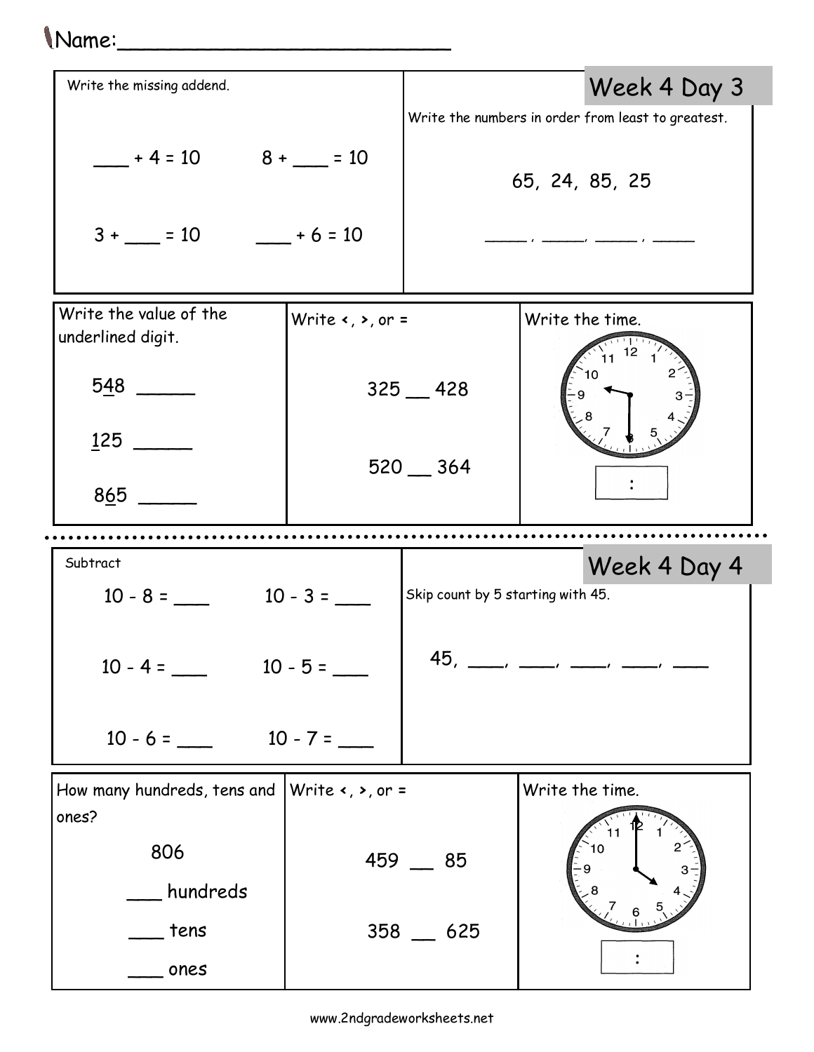Name:___________________________

## Week 4 Day 3

**Write the missing addend.**

\_\_\_ + 4 = 10 &nbsp;&nbsp;&nbsp;&nbsp; 8 + \_\_\_ = 10

3 + \_\_\_ = 10 &nbsp;&nbsp;&nbsp;&nbsp; \_\_\_ + 6 = 10

**Write the numbers in order from least to greatest.**

65, 24, 85, 25

\_\_\_\_, \_\_\_\_, \_\_\_\_, \_\_\_\_

**Write the value of the underlined digit.**

5<u>4</u>8 \_\_\_\_\_

<u>1</u>25 \_\_\_\_\_

8<u>6</u>5 \_\_\_\_\_

**Write <, >, or =**

325 \_\_ 428

520 \_\_ 364

**Write the time.**

[ : ]

---

## Week 4 Day 4

**Subtract**

10 - 8 = \_\_\_ &nbsp;&nbsp;&nbsp;&nbsp; 10 - 3 = \_\_\_

10 - 4 = \_\_\_ &nbsp;&nbsp;&nbsp;&nbsp; 10 - 5 = \_\_\_

10 - 6 = \_\_\_ &nbsp;&nbsp;&nbsp;&nbsp; 10 - 7 = \_\_\_

**Skip count by 5 starting with 45.**

45, \_\_\_, \_\_\_, \_\_\_, \_\_\_, \_\_\_

**How many hundreds, tens and ones?**

806

\_\_\_ hundreds

\_\_\_ tens

\_\_\_ ones

**Write <, >, or =**

459 \_\_ 85

358 \_\_ 625

**Write the time.**

[ : ]

www.2ndgradeworksheets.net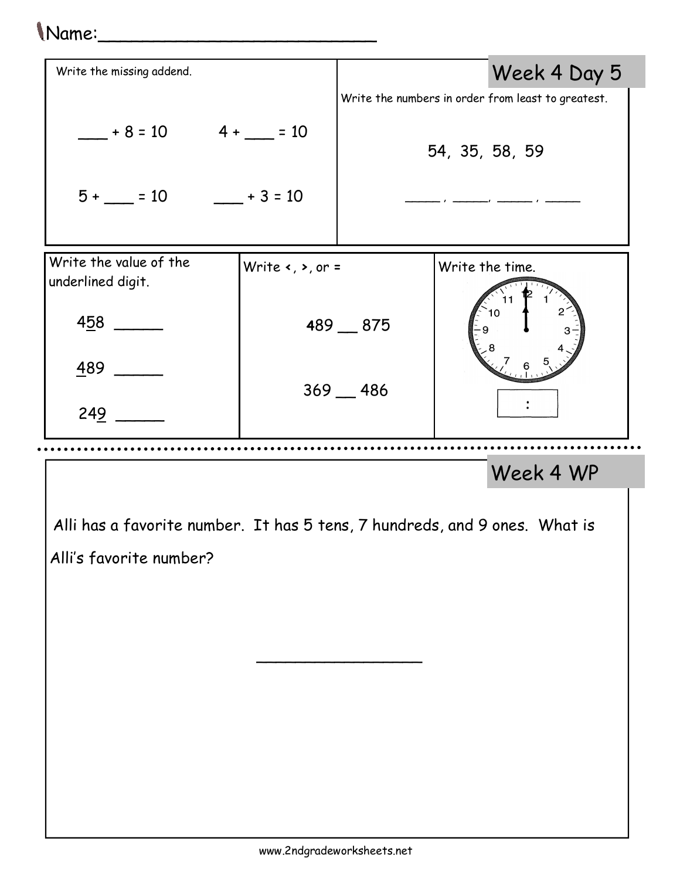Name:\_\_\_\_\_\_\_\_\_\_\_\_\_\_\_\_\_\_\_\_\_\_\_\_\_\_

## Week 4 Day 5

Write the missing addend.

___ + 8 = 10    4 + ___ = 10

5 + ___ = 10    ___ + 3 = 10

Write the numbers in order from least to greatest.

54, 35, 58, 59

\_\_\_\_\_ , \_\_\_\_\_, \_\_\_\_\_ , \_\_\_\_\_

Write the value of the underlined digit.

4<u>5</u>8 \_\_\_\_\_

<u>4</u>89 \_\_\_\_\_

24<u>9</u> \_\_\_\_\_

Write <, >, or =

489 __ 875

369 __ 486

Write the time.

11 12 1
10 2
9 3
8 4
7 6 5

:

## Week 4 WP

Alli has a favorite number. It has 5 tens, 7 hundreds, and 9 ones. What is Alli's favorite number?

\_\_\_\_\_\_\_\_\_\_\_\_\_\_\_\_\_\_

www.2ndgradeworksheets.net